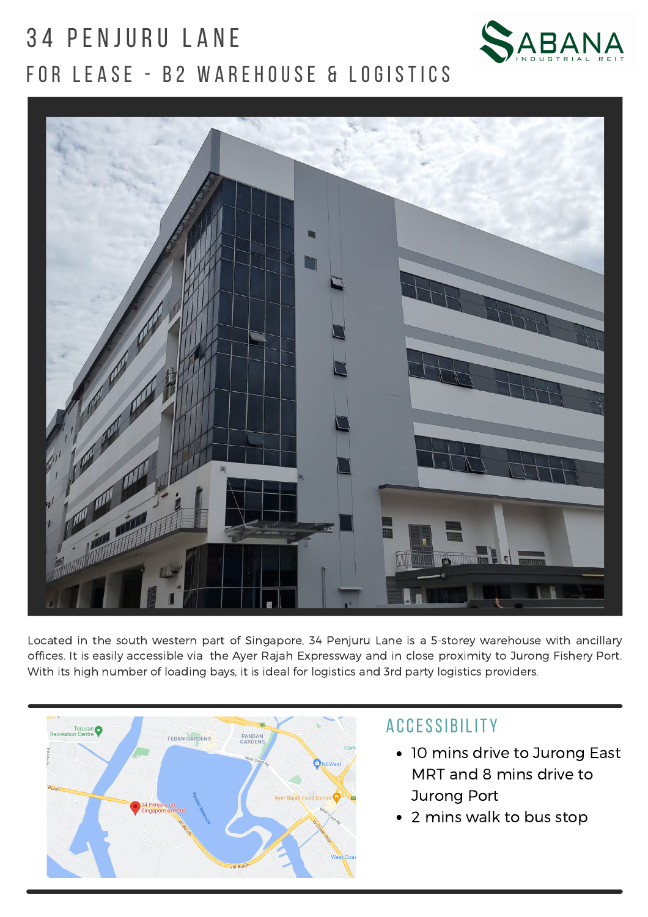# 34 PENJURU LANE

## FOR LEASE - B2 WAREHOUSE & LOGISTICS

SABANA INDUSTRIAL REIT

Located in the south western part of Singapore, 34 Penjuru Lane is a 5-storey warehouse with ancillary offices. It is easily accessible via the Ayer Rajah Expressway and in close proximity to Jurong Fishery Port. With its high number of loading bays, it is ideal for logistics and 3rd party logistics providers.

## ACCESSIBILITY

- 10 mins drive to Jurong East MRT and 8 mins drive to Jurong Port
- 2 mins walk to bus stop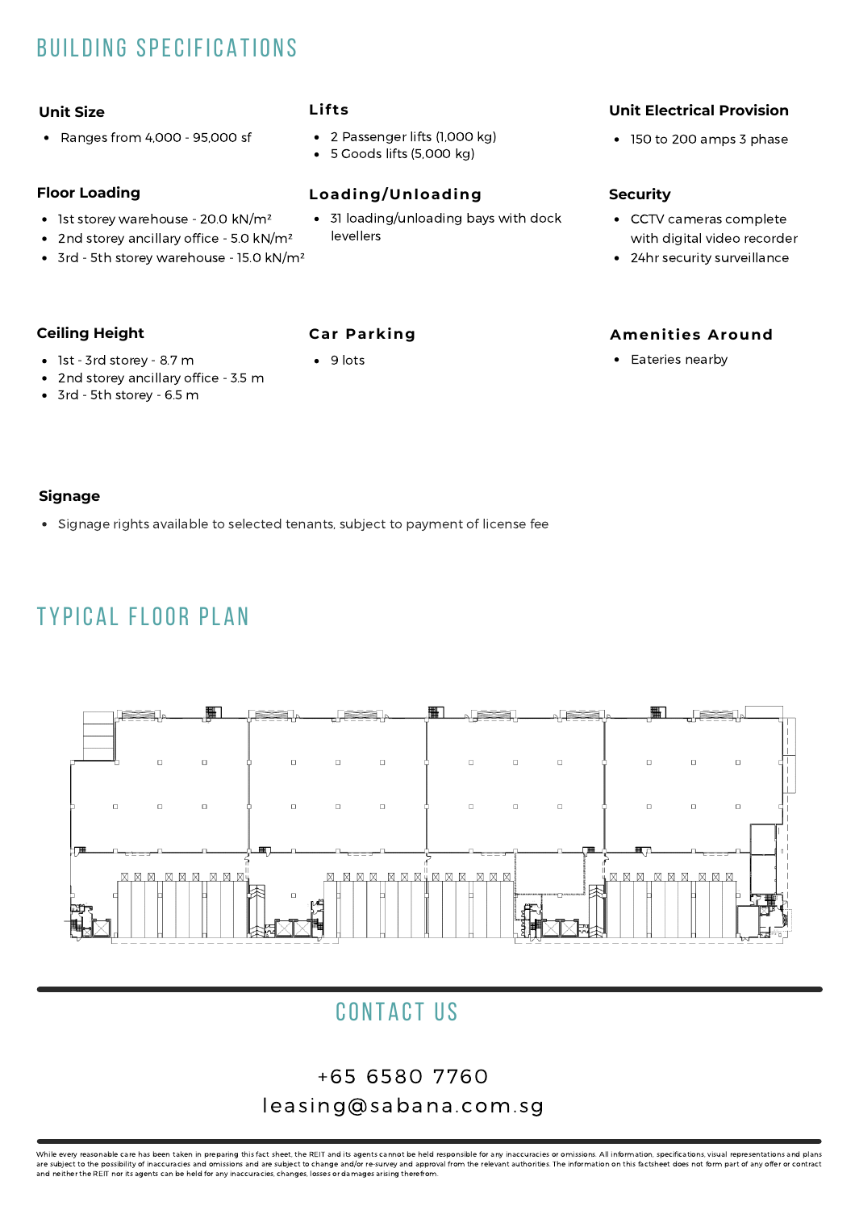## BUILDING SPECIFICATIONS

### Unit Size

- Ranges from 4,000 - 95,000 sf

### Lifts

- 2 Passenger lifts (1,000 kg)
- 5 Goods lifts (5,000 kg)

### Unit Electrical Provision

- 150 to 200 amps 3 phase

### Floor Loading

- 1st storey warehouse - 20.0 kN/m²
- 2nd storey ancillary office - 5.0 kN/m²
- 3rd - 5th storey warehouse - 15.0 kN/m²

### Loading/Unloading

- 31 loading/unloading bays with dock levellers

### Security

- CCTV cameras complete with digital video recorder
- 24hr security surveillance

### Ceiling Height

- 1st - 3rd storey - 8.7 m
- 2nd storey ancillary office - 3.5 m
- 3rd - 5th storey - 6.5 m

### Car Parking

- 9 lots

### Amenities Around

- Eateries nearby

### Signage

- Signage rights available to selected tenants, subject to payment of license fee

## TYPICAL FLOOR PLAN

## CONTACT US

+65 6580 7760

leasing@sabana.com.sg

While every reasonable care has been taken in preparing this fact sheet, the REIT and its agents cannot be held responsible for any inaccuracies or omissions. All information, specifications, visual representations and plans are subject to the possibility of inaccuracies and omissions and are subject to change and/or re-survey and approval from the relevant authorities. The information on this factsheet does not form part of any offer or contract and neither the REIT nor its agents can be held for any inaccuracies, changes, losses or damages arising therefrom.